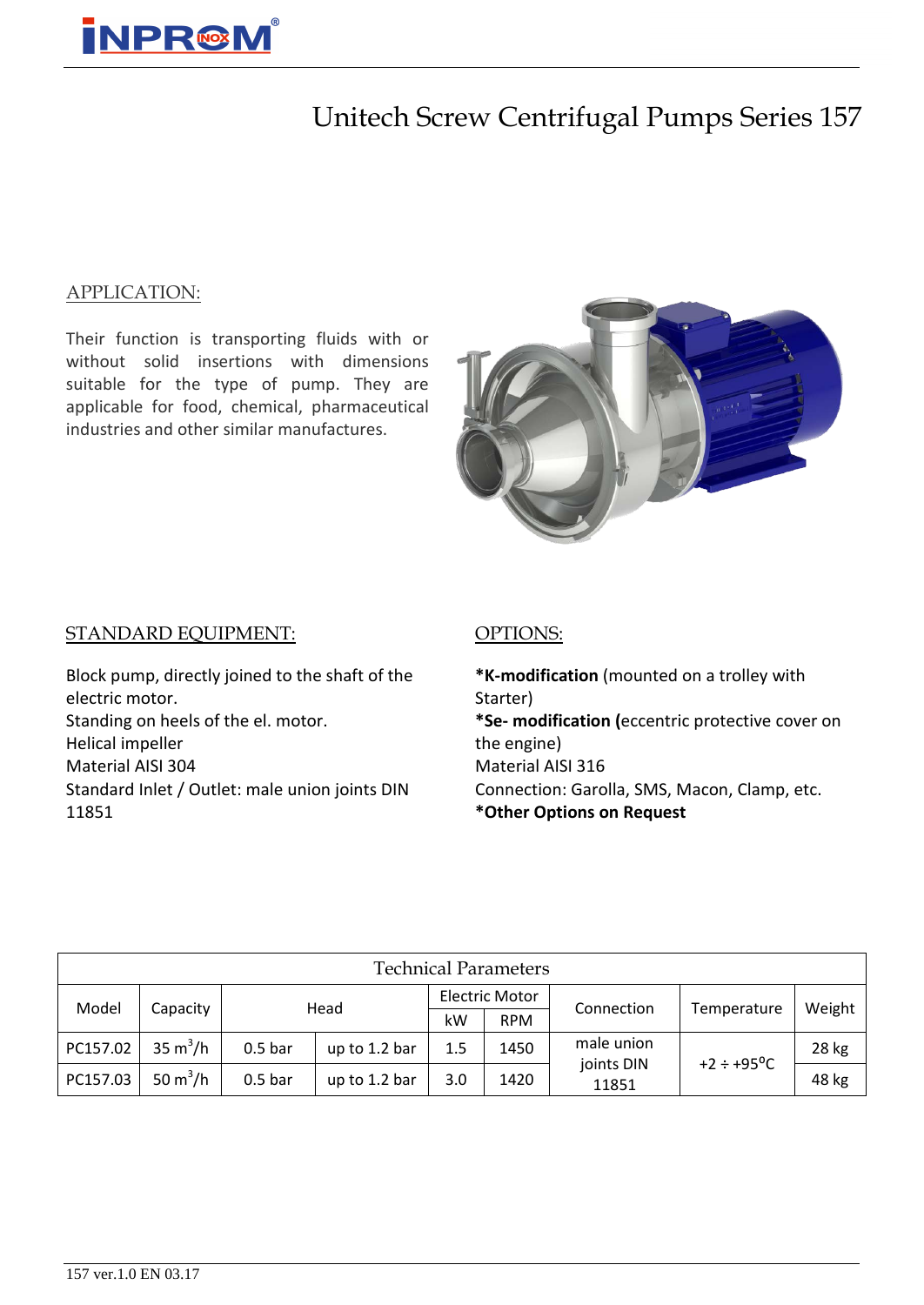# Unitech Screw Centrifugal Pumps Series 157

## APPLICATION:

Their function is transporting fluids with or without solid insertions with dimensions suitable for the type of pump. They are applicable for food, chemical, pharmaceutical industries and other similar manufactures.

## STANDARD EQUIPMENT:

Block pump, directly joined to the shaft of the electric motor.
Standing on heels of the el. motor.
Helical impeller
Material AISI 304
Standard Inlet / Outlet: male union joints DIN 11851

## OPTIONS:

**\*K-modification** (mounted on a trolley with Starter)
**\*Se- modification (**eccentric protective cover on the engine)
Material AISI 316
Connection: Garolla, SMS, Macon, Clamp, etc.
**\*Other Options on Request**

| Technical Parameters | | | | | | | | |
|---|---|---|---|---|---|---|---|---|
| Model | Capacity | Head | | Electric Motor | | Connection | Temperature | Weight |
| | | | | kW | RPM | | | |
| PC157.02 | 35 $m^3$/h | 0.5 bar | up to 1.2 bar | 1.5 | 1450 | male union joints DIN 11851 | +2 ÷ +95$^o$C | 28 kg |
| PC157.03 | 50 $m^3$/h | 0.5 bar | up to 1.2 bar | 3.0 | 1420 | | | 48 kg |

157 ver.1.0 EN 03.17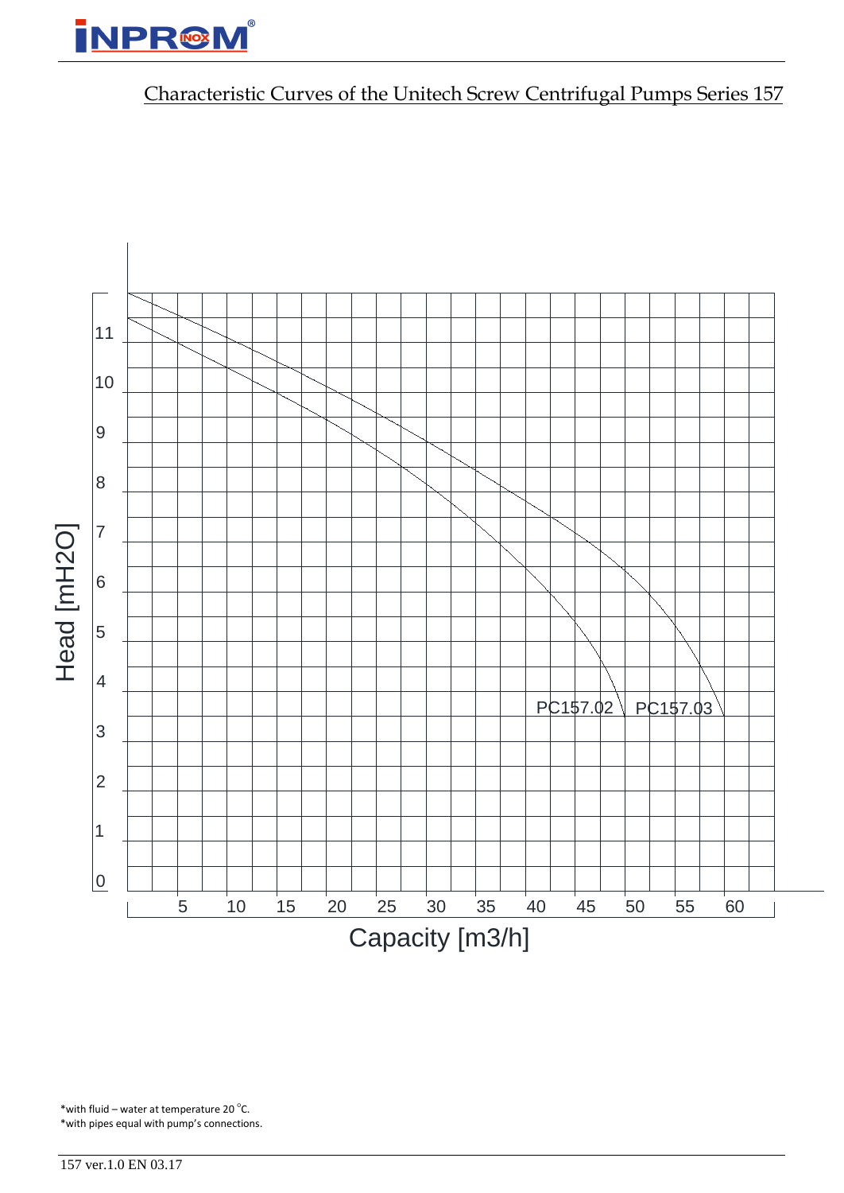Characteristic Curves of the Unitech Screw Centrifugal Pumps Series 157

Head [mH2O]

11
10
9
8
7
6
5
4
3
2
1
0

PC157.02 PC157.03

5 10 15 20 25 30 35 40 45 50 55 60

Capacity [m3/h]

*with fluid – water at temperature 20 °C.
*with pipes equal with pump's connections.

157 ver.1.0 EN 03.17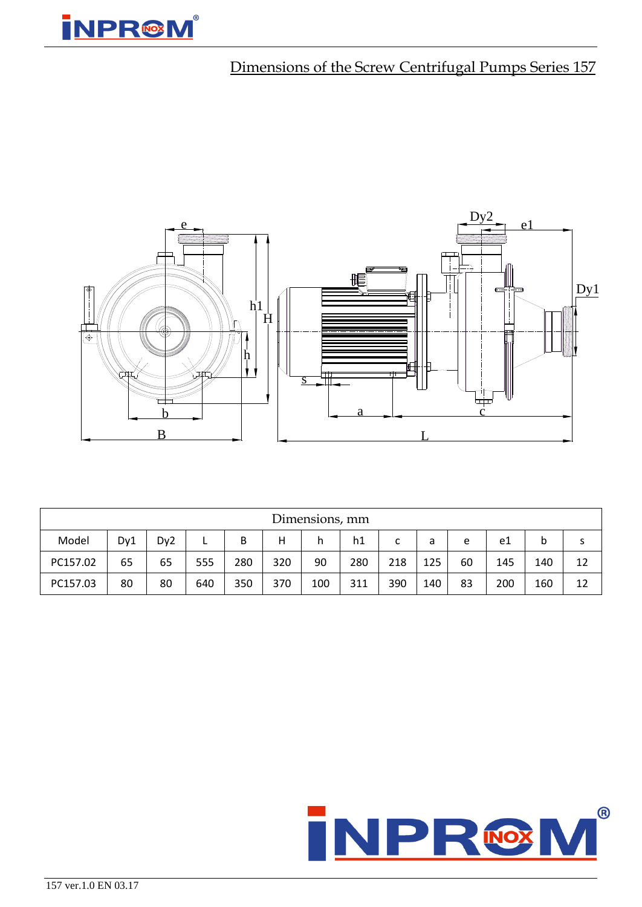# Dimensions of the Screw Centrifugal Pumps Series 157

e

Dy2

e1

Dy1

h1

H

h

s

a

c

b

B

L

| Dimensions, mm | | | | | | | | | | | | | |
|---|---|---|---|---|---|---|---|---|---|---|---|---|---|
| Model | Dy1 | Dy2 | L | B | H | h | h1 | c | a | e | e1 | b | s |
| PC157.02 | 65 | 65 | 555 | 280 | 320 | 90 | 280 | 218 | 125 | 60 | 145 | 140 | 12 |
| PC157.03 | 80 | 80 | 640 | 350 | 370 | 100 | 311 | 390 | 140 | 83 | 200 | 160 | 12 |

157 ver.1.0 EN 03.17